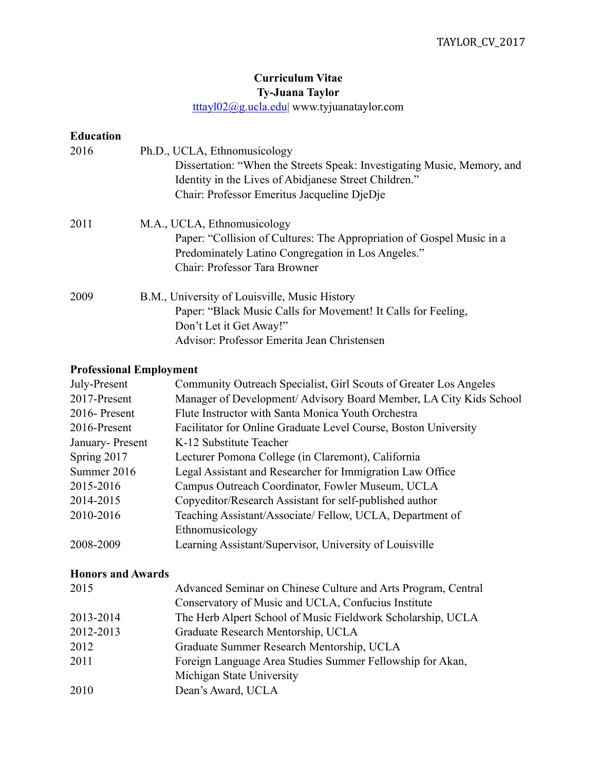# Curriculum Vitae
## Ty-Juana Taylor

tttayl02@g.ucla.edu| www.tyjuanataylor.com

### Education

2016 Ph.D., UCLA, Ethnomusicology
Dissertation: "When the Streets Speak: Investigating Music, Memory, and Identity in the Lives of Abidjanese Street Children."
Chair: Professor Emeritus Jacqueline DjeDje

2011 M.A., UCLA, Ethnomusicology
Paper: "Collision of Cultures: The Appropriation of Gospel Music in a Predominately Latino Congregation in Los Angeles."
Chair: Professor Tara Browner

2009 B.M., University of Louisville, Music History
Paper: "Black Music Calls for Movement! It Calls for Feeling, Don't Let it Get Away!"
Advisor: Professor Emerita Jean Christensen

### Professional Employment

| | |
|---|---|
| July-Present | Community Outreach Specialist, Girl Scouts of Greater Los Angeles |
| 2017-Present | Manager of Development/ Advisory Board Member, LA City Kids School |
| 2016- Present | Flute Instructor with Santa Monica Youth Orchestra |
| 2016-Present | Facilitator for Online Graduate Level Course, Boston University |
| January- Present | K-12 Substitute Teacher |
| Spring 2017 | Lecturer Pomona College (in Claremont), California |
| Summer 2016 | Legal Assistant and Researcher for Immigration Law Office |
| 2015-2016 | Campus Outreach Coordinator, Fowler Museum, UCLA |
| 2014-2015 | Copyeditor/Research Assistant for self-published author |
| 2010-2016 | Teaching Assistant/Associate/ Fellow, UCLA, Department of Ethnomusicology |
| 2008-2009 | Learning Assistant/Supervisor, University of Louisville |

### Honors and Awards

| | |
|---|---|
| 2015 | Advanced Seminar on Chinese Culture and Arts Program, Central Conservatory of Music and UCLA, Confucius Institute |
| 2013-2014 | The Herb Alpert School of Music Fieldwork Scholarship, UCLA |
| 2012-2013 | Graduate Research Mentorship, UCLA |
| 2012 | Graduate Summer Research Mentorship, UCLA |
| 2011 | Foreign Language Area Studies Summer Fellowship for Akan, Michigan State University |
| 2010 | Dean's Award, UCLA |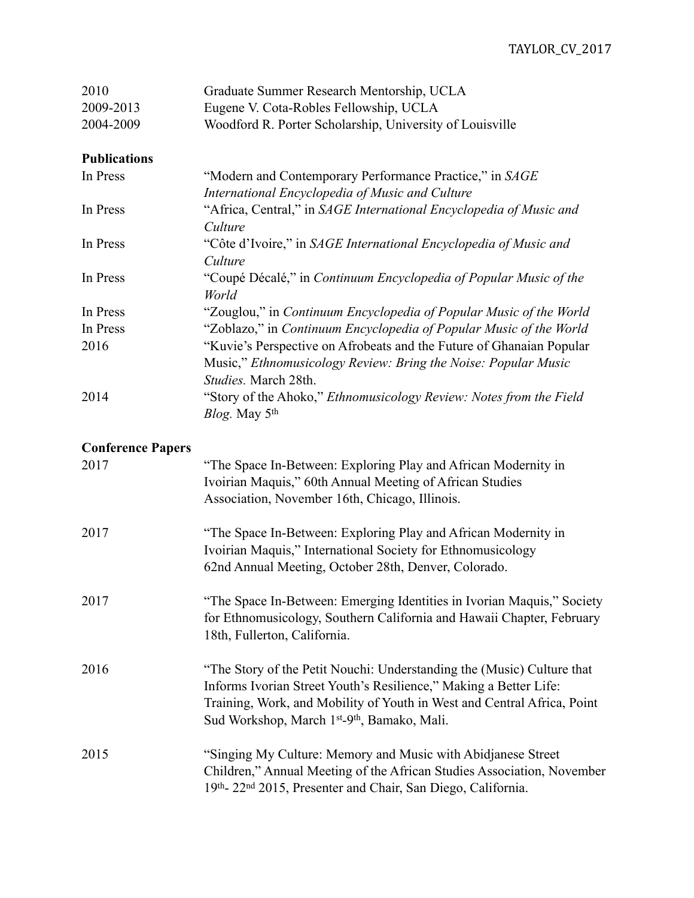| | |
|---|---|
| 2010 | Graduate Summer Research Mentorship, UCLA |
| 2009-2013 | Eugene V. Cota-Robles Fellowship, UCLA |
| 2004-2009 | Woodford R. Porter Scholarship, University of Louisville |

**Publications**

| | |
|---|---|
| In Press | "Modern and Contemporary Performance Practice," in *SAGE International Encyclopedia of Music and Culture* |
| In Press | "Africa, Central," in *SAGE International Encyclopedia of Music and Culture* |
| In Press | "Côte d'Ivoire," in *SAGE International Encyclopedia of Music and Culture* |
| In Press | "Coupé Décalé," in *Continuum Encyclopedia of Popular Music of the World* |
| In Press | "Zouglou," in *Continuum Encyclopedia of Popular Music of the World* |
| In Press | "Zoblazo," in *Continuum Encyclopedia of Popular Music of the World* |
| 2016 | "Kuvie's Perspective on Afrobeats and the Future of Ghanaian Popular Music," *Ethnomusicology Review: Bring the Noise: Popular Music Studies.* March 28th. |
| 2014 | "Story of the Ahoko," *Ethnomusicology Review: Notes from the Field Blog.* May 5th |

**Conference Papers**

| | |
|---|---|
| 2017 | "The Space In-Between: Exploring Play and African Modernity in Ivoirian Maquis," 60th Annual Meeting of African Studies Association, November 16th, Chicago, Illinois. |
| 2017 | "The Space In-Between: Exploring Play and African Modernity in Ivoirian Maquis," International Society for Ethnomusicology 62nd Annual Meeting, October 28th, Denver, Colorado. |
| 2017 | "The Space In-Between: Emerging Identities in Ivorian Maquis," Society for Ethnomusicology, Southern California and Hawaii Chapter, February 18th, Fullerton, California. |
| 2016 | "The Story of the Petit Nouchi: Understanding the (Music) Culture that Informs Ivorian Street Youth's Resilience," Making a Better Life: Training, Work, and Mobility of Youth in West and Central Africa, Point Sud Workshop, March 1st-9th, Bamako, Mali. |
| 2015 | "Singing My Culture: Memory and Music with Abidjanese Street Children," Annual Meeting of the African Studies Association, November 19th- 22nd 2015, Presenter and Chair, San Diego, California. |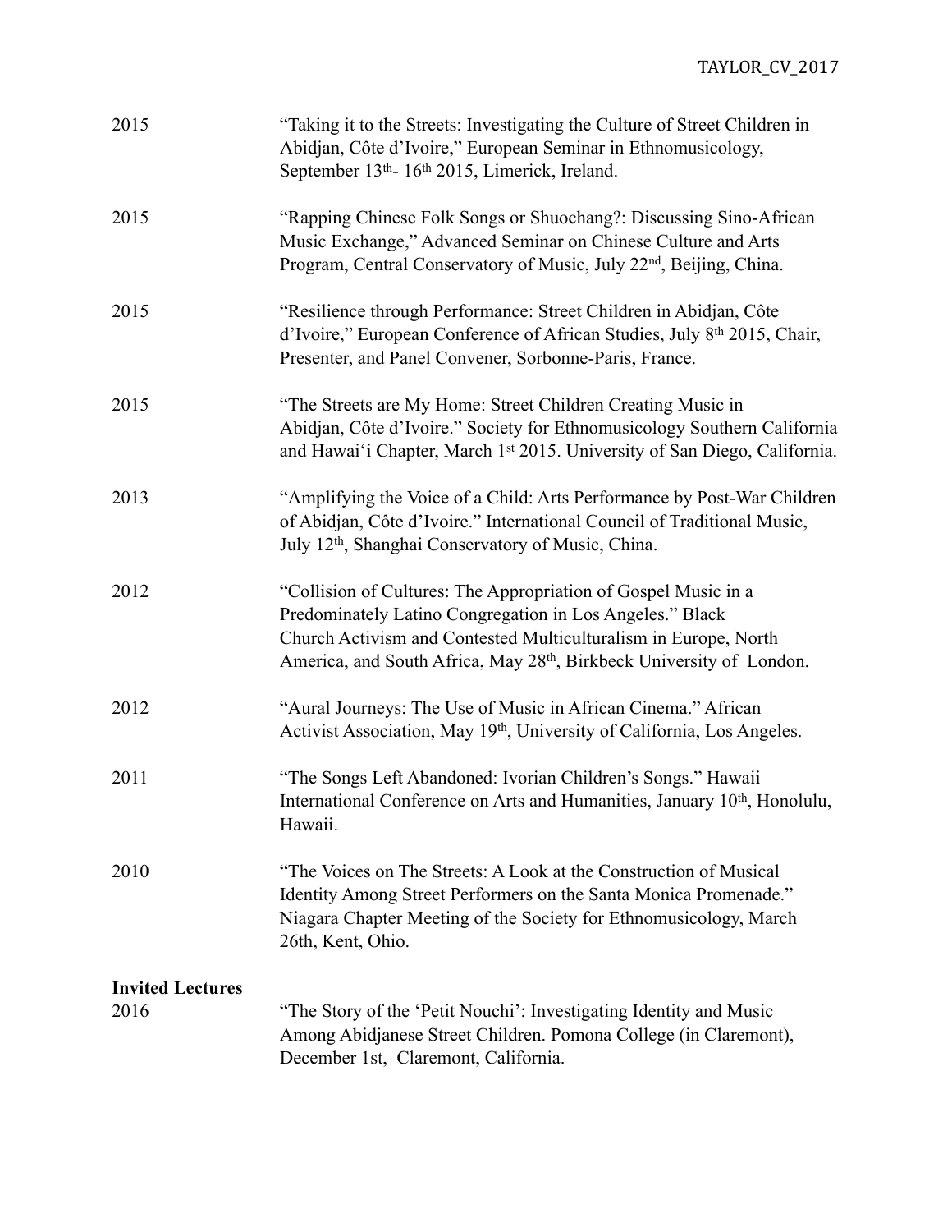2015 "Taking it to the Streets: Investigating the Culture of Street Children in Abidjan, Côte d'Ivoire," European Seminar in Ethnomusicology, September 13th- 16th 2015, Limerick, Ireland.

2015 "Rapping Chinese Folk Songs or Shuochang?: Discussing Sino-African Music Exchange," Advanced Seminar on Chinese Culture and Arts Program, Central Conservatory of Music, July 22nd, Beijing, China.

2015 "Resilience through Performance: Street Children in Abidjan, Côte d'Ivoire," European Conference of African Studies, July 8th 2015, Chair, Presenter, and Panel Convener, Sorbonne-Paris, France.

2015 "The Streets are My Home: Street Children Creating Music in Abidjan, Côte d'Ivoire." Society for Ethnomusicology Southern California and Hawai'i Chapter, March 1st 2015. University of San Diego, California.

2013 "Amplifying the Voice of a Child: Arts Performance by Post-War Children of Abidjan, Côte d'Ivoire." International Council of Traditional Music, July 12th, Shanghai Conservatory of Music, China.

2012 "Collision of Cultures: The Appropriation of Gospel Music in a Predominately Latino Congregation in Los Angeles." Black Church Activism and Contested Multiculturalism in Europe, North America, and South Africa, May 28th, Birkbeck University of London.

2012 "Aural Journeys: The Use of Music in African Cinema." African Activist Association, May 19th, University of California, Los Angeles.

2011 "The Songs Left Abandoned: Ivorian Children's Songs." Hawaii International Conference on Arts and Humanities, January 10th, Honolulu, Hawaii.

2010 "The Voices on The Streets: A Look at the Construction of Musical Identity Among Street Performers on the Santa Monica Promenade." Niagara Chapter Meeting of the Society for Ethnomusicology, March 26th, Kent, Ohio.

**Invited Lectures**

2016 "The Story of the 'Petit Nouchi': Investigating Identity and Music Among Abidjanese Street Children. Pomona College (in Claremont), December 1st, Claremont, California.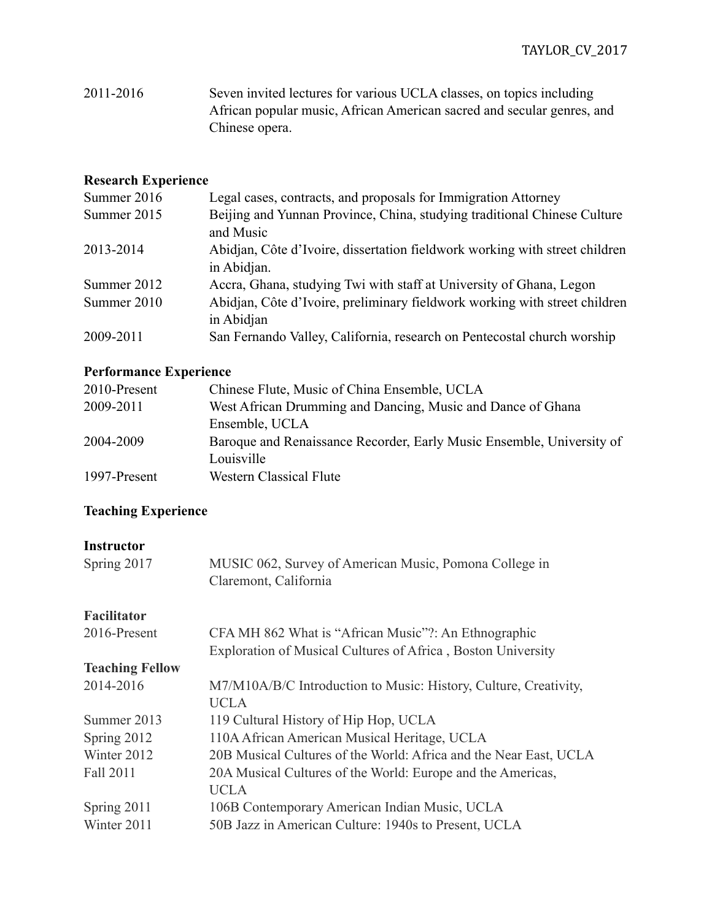| | |
|---|---|
| 2011-2016 | Seven invited lectures for various UCLA classes, on topics including African popular music, African American sacred and secular genres, and Chinese opera. |

**Research Experience**

| | |
|---|---|
| Summer 2016 | Legal cases, contracts, and proposals for Immigration Attorney |
| Summer 2015 | Beijing and Yunnan Province, China, studying traditional Chinese Culture and Music |
| 2013-2014 | Abidjan, Côte d'Ivoire, dissertation fieldwork working with street children in Abidjan. |
| Summer 2012 | Accra, Ghana, studying Twi with staff at University of Ghana, Legon |
| Summer 2010 | Abidjan, Côte d'Ivoire, preliminary fieldwork working with street children in Abidjan |
| 2009-2011 | San Fernando Valley, California, research on Pentecostal church worship |

**Performance Experience**

| | |
|---|---|
| 2010-Present | Chinese Flute, Music of China Ensemble, UCLA |
| 2009-2011 | West African Drumming and Dancing, Music and Dance of Ghana Ensemble, UCLA |
| 2004-2009 | Baroque and Renaissance Recorder, Early Music Ensemble, University of Louisville |
| 1997-Present | Western Classical Flute |

**Teaching Experience**

**Instructor**

| | |
|---|---|
| Spring 2017 | MUSIC 062, Survey of American Music, Pomona College in Claremont, California |

**Facilitator**

| | |
|---|---|
| 2016-Present | CFA MH 862 What is "African Music"?: An Ethnographic Exploration of Musical Cultures of Africa , Boston University |

**Teaching Fellow**

| | |
|---|---|
| 2014-2016 | M7/M10A/B/C Introduction to Music: History, Culture, Creativity, UCLA |
| Summer 2013 | 119 Cultural History of Hip Hop, UCLA |
| Spring 2012 | 110A African American Musical Heritage, UCLA |
| Winter 2012 | 20B Musical Cultures of the World: Africa and the Near East, UCLA |
| Fall 2011 | 20A Musical Cultures of the World: Europe and the Americas, UCLA |
| Spring 2011 | 106B Contemporary American Indian Music, UCLA |
| Winter 2011 | 50B Jazz in American Culture: 1940s to Present, UCLA |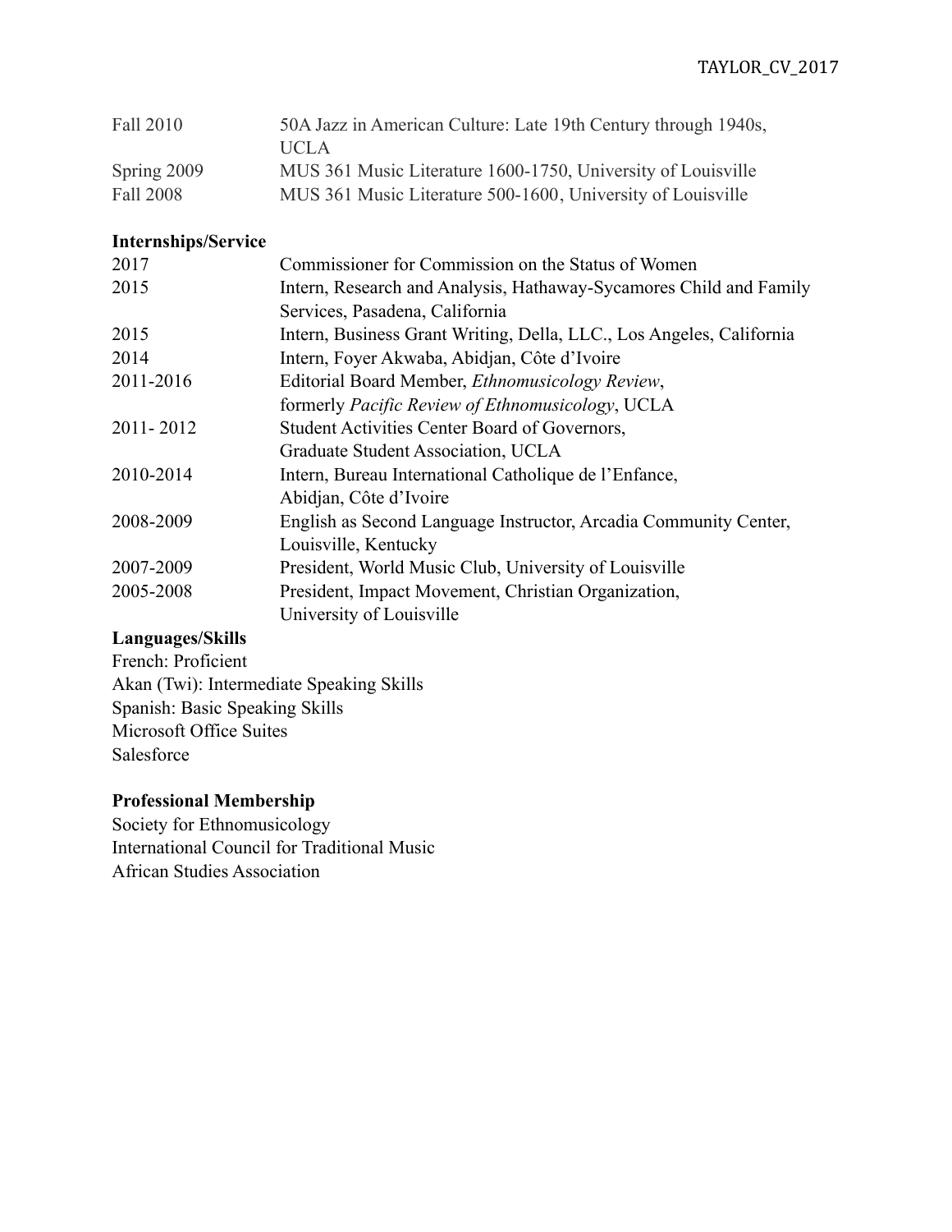| | |
|---|---|
| Fall 2010 | 50A Jazz in American Culture: Late 19th Century through 1940s, UCLA |
| Spring 2009 | MUS 361 Music Literature 1600-1750, University of Louisville |
| Fall 2008 | MUS 361 Music Literature 500-1600, University of Louisville |

**Internships/Service**

| | |
|---|---|
| 2017 | Commissioner for Commission on the Status of Women |
| 2015 | Intern, Research and Analysis, Hathaway-Sycamores Child and Family Services, Pasadena, California |
| 2015 | Intern, Business Grant Writing, Della, LLC., Los Angeles, California |
| 2014 | Intern, Foyer Akwaba, Abidjan, Côte d'Ivoire |
| 2011-2016 | Editorial Board Member, *Ethnomusicology Review*, formerly *Pacific Review of Ethnomusicology*, UCLA |
| 2011- 2012 | Student Activities Center Board of Governors, Graduate Student Association, UCLA |
| 2010-2014 | Intern, Bureau International Catholique de l'Enfance, Abidjan, Côte d'Ivoire |
| 2008-2009 | English as Second Language Instructor, Arcadia Community Center, Louisville, Kentucky |
| 2007-2009 | President, World Music Club, University of Louisville |
| 2005-2008 | President, Impact Movement, Christian Organization, University of Louisville |

**Languages/Skills**

French: Proficient
Akan (Twi): Intermediate Speaking Skills
Spanish: Basic Speaking Skills
Microsoft Office Suites
Salesforce

**Professional Membership**

Society for Ethnomusicology
International Council for Traditional Music
African Studies Association